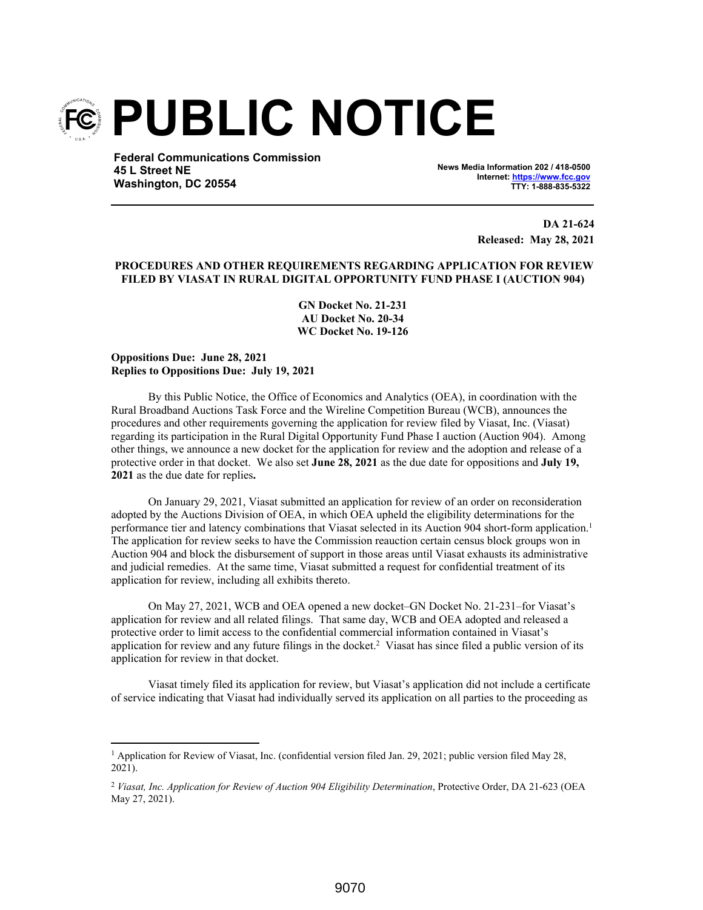# PUBLIC NOTICE

**Federal Communications Commission**
**45 L Street NE**
**Washington, DC 20554**

**News Media Information 202 / 418-0500**
**Internet: https://www.fcc.gov**
**TTY: 1-888-835-5322**

**DA 21-624**
**Released: May 28, 2021**

**PROCEDURES AND OTHER REQUIREMENTS REGARDING APPLICATION FOR REVIEW FILED BY VIASAT IN RURAL DIGITAL OPPORTUNITY FUND PHASE I (AUCTION 904)**

**GN Docket No. 21-231**
**AU Docket No. 20-34**
**WC Docket No. 19-126**

**Oppositions Due: June 28, 2021**
**Replies to Oppositions Due: July 19, 2021**

By this Public Notice, the Office of Economics and Analytics (OEA), in coordination with the Rural Broadband Auctions Task Force and the Wireline Competition Bureau (WCB), announces the procedures and other requirements governing the application for review filed by Viasat, Inc. (Viasat) regarding its participation in the Rural Digital Opportunity Fund Phase I auction (Auction 904). Among other things, we announce a new docket for the application for review and the adoption and release of a protective order in that docket. We also set **June 28, 2021** as the due date for oppositions and **July 19, 2021** as the due date for replies**.**

On January 29, 2021, Viasat submitted an application for review of an order on reconsideration adopted by the Auctions Division of OEA, in which OEA upheld the eligibility determinations for the performance tier and latency combinations that Viasat selected in its Auction 904 short-form application.[1] The application for review seeks to have the Commission reauction certain census block groups won in Auction 904 and block the disbursement of support in those areas until Viasat exhausts its administrative and judicial remedies. At the same time, Viasat submitted a request for confidential treatment of its application for review, including all exhibits thereto.

On May 27, 2021, WCB and OEA opened a new docket–GN Docket No. 21-231–for Viasat's application for review and all related filings. That same day, WCB and OEA adopted and released a protective order to limit access to the confidential commercial information contained in Viasat's application for review and any future filings in the docket.[2] Viasat has since filed a public version of its application for review in that docket.

Viasat timely filed its application for review, but Viasat's application did not include a certificate of service indicating that Viasat had individually served its application on all parties to the proceeding as

[1] Application for Review of Viasat, Inc. (confidential version filed Jan. 29, 2021; public version filed May 28, 2021).

[2] *Viasat, Inc. Application for Review of Auction 904 Eligibility Determination*, Protective Order, DA 21-623 (OEA May 27, 2021).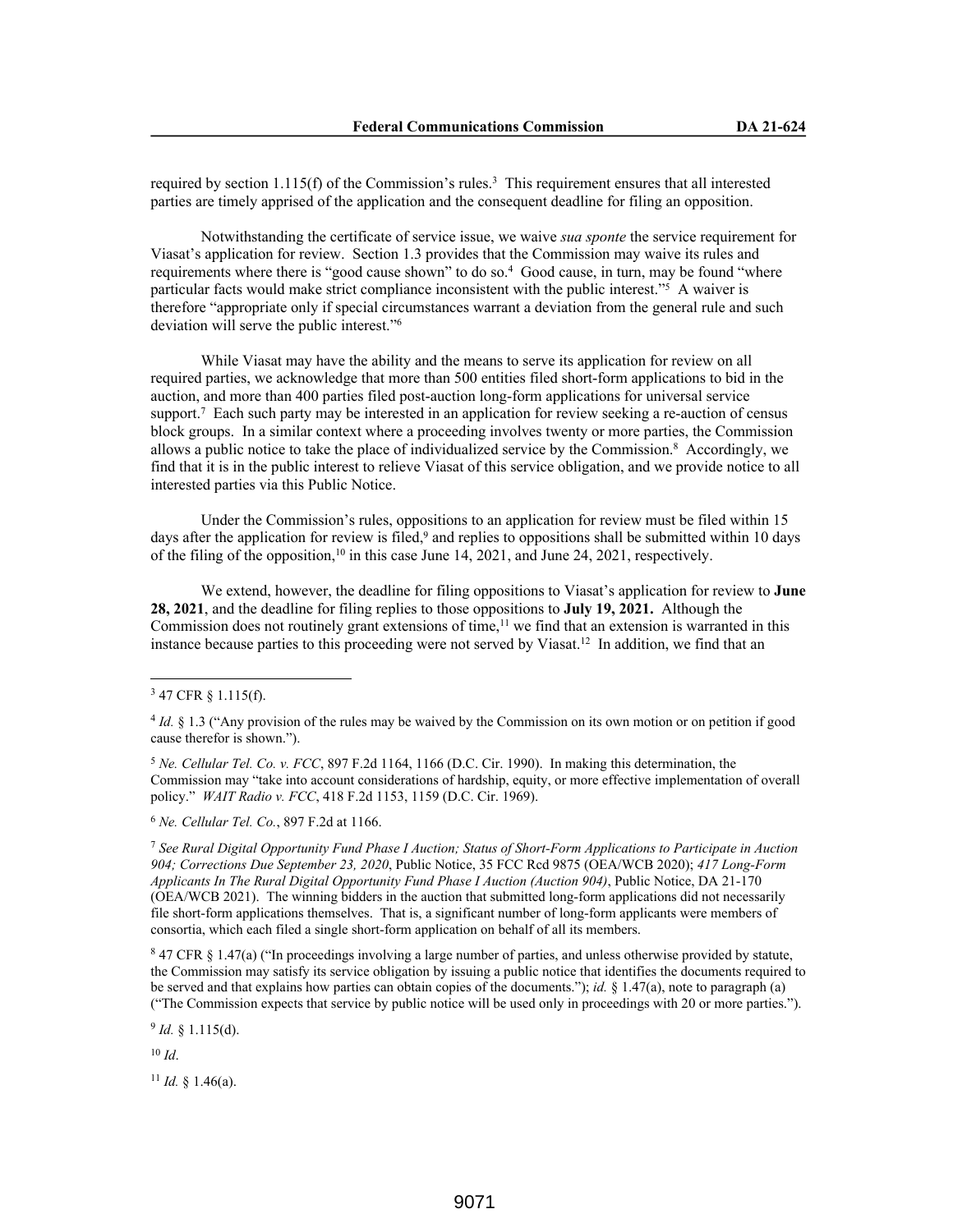required by section 1.115(f) of the Commission's rules.[3] This requirement ensures that all interested parties are timely apprised of the application and the consequent deadline for filing an opposition.

Notwithstanding the certificate of service issue, we waive *sua sponte* the service requirement for Viasat's application for review. Section 1.3 provides that the Commission may waive its rules and requirements where there is "good cause shown" to do so.[4] Good cause, in turn, may be found "where particular facts would make strict compliance inconsistent with the public interest."[5] A waiver is therefore "appropriate only if special circumstances warrant a deviation from the general rule and such deviation will serve the public interest."[6]

While Viasat may have the ability and the means to serve its application for review on all required parties, we acknowledge that more than 500 entities filed short-form applications to bid in the auction, and more than 400 parties filed post-auction long-form applications for universal service support.[7] Each such party may be interested in an application for review seeking a re-auction of census block groups. In a similar context where a proceeding involves twenty or more parties, the Commission allows a public notice to take the place of individualized service by the Commission.[8] Accordingly, we find that it is in the public interest to relieve Viasat of this service obligation, and we provide notice to all interested parties via this Public Notice.

Under the Commission's rules, oppositions to an application for review must be filed within 15 days after the application for review is filed,[9] and replies to oppositions shall be submitted within 10 days of the filing of the opposition,[10] in this case June 14, 2021, and June 24, 2021, respectively.

We extend, however, the deadline for filing oppositions to Viasat's application for review to **June 28, 2021**, and the deadline for filing replies to those oppositions to **July 19, 2021.** Although the Commission does not routinely grant extensions of time,[11] we find that an extension is warranted in this instance because parties to this proceeding were not served by Viasat.[12] In addition, we find that an

---

[3] 47 CFR § 1.115(f).

[4] *Id.* § 1.3 ("Any provision of the rules may be waived by the Commission on its own motion or on petition if good cause therefor is shown.").

[5] *Ne. Cellular Tel. Co. v. FCC*, 897 F.2d 1164, 1166 (D.C. Cir. 1990). In making this determination, the Commission may "take into account considerations of hardship, equity, or more effective implementation of overall policy." *WAIT Radio v. FCC*, 418 F.2d 1153, 1159 (D.C. Cir. 1969).

[6] *Ne. Cellular Tel. Co.*, 897 F.2d at 1166.

[7] *See Rural Digital Opportunity Fund Phase I Auction; Status of Short-Form Applications to Participate in Auction 904; Corrections Due September 23, 2020*, Public Notice, 35 FCC Rcd 9875 (OEA/WCB 2020); *417 Long-Form Applicants In The Rural Digital Opportunity Fund Phase I Auction (Auction 904)*, Public Notice, DA 21-170 (OEA/WCB 2021). The winning bidders in the auction that submitted long-form applications did not necessarily file short-form applications themselves. That is, a significant number of long-form applicants were members of consortia, which each filed a single short-form application on behalf of all its members.

[8] 47 CFR § 1.47(a) ("In proceedings involving a large number of parties, and unless otherwise provided by statute, the Commission may satisfy its service obligation by issuing a public notice that identifies the documents required to be served and that explains how parties can obtain copies of the documents."); *id.* § 1.47(a), note to paragraph (a) ("The Commission expects that service by public notice will be used only in proceedings with 20 or more parties.").

[9] *Id.* § 1.115(d).

[10] *Id*.

[11] *Id.* § 1.46(a).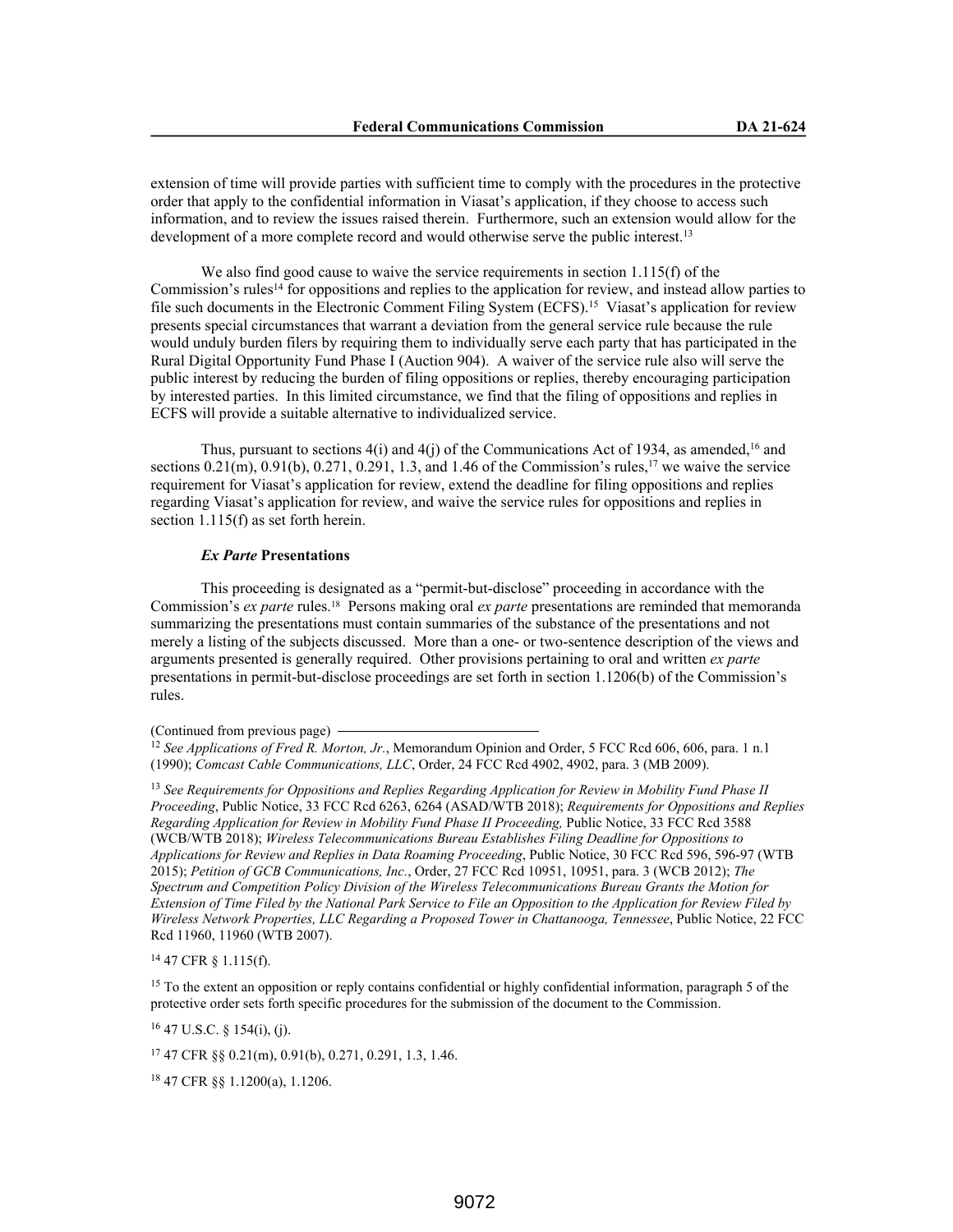extension of time will provide parties with sufficient time to comply with the procedures in the protective order that apply to the confidential information in Viasat's application, if they choose to access such information, and to review the issues raised therein. Furthermore, such an extension would allow for the development of a more complete record and would otherwise serve the public interest.[13]

We also find good cause to waive the service requirements in section 1.115(f) of the Commission's rules[14] for oppositions and replies to the application for review, and instead allow parties to file such documents in the Electronic Comment Filing System (ECFS).[15] Viasat's application for review presents special circumstances that warrant a deviation from the general service rule because the rule would unduly burden filers by requiring them to individually serve each party that has participated in the Rural Digital Opportunity Fund Phase I (Auction 904). A waiver of the service rule also will serve the public interest by reducing the burden of filing oppositions or replies, thereby encouraging participation by interested parties. In this limited circumstance, we find that the filing of oppositions and replies in ECFS will provide a suitable alternative to individualized service.

Thus, pursuant to sections 4(i) and 4(j) of the Communications Act of 1934, as amended,[16] and sections 0.21(m), 0.91(b), 0.271, 0.291, 1.3, and 1.46 of the Commission's rules,[17] we waive the service requirement for Viasat's application for review, extend the deadline for filing oppositions and replies regarding Viasat's application for review, and waive the service rules for oppositions and replies in section 1.115(f) as set forth herein.

***Ex Parte* Presentations**

This proceeding is designated as a "permit-but-disclose" proceeding in accordance with the Commission's *ex parte* rules.[18] Persons making oral *ex parte* presentations are reminded that memoranda summarizing the presentations must contain summaries of the substance of the presentations and not merely a listing of the subjects discussed. More than a one- or two-sentence description of the views and arguments presented is generally required. Other provisions pertaining to oral and written *ex parte* presentations in permit-but-disclose proceedings are set forth in section 1.1206(b) of the Commission's rules.

(Continued from previous page)

[12] *See Applications of Fred R. Morton, Jr.*, Memorandum Opinion and Order, 5 FCC Rcd 606, 606, para. 1 n.1 (1990); *Comcast Cable Communications, LLC*, Order, 24 FCC Rcd 4902, 4902, para. 3 (MB 2009).

[13] *See Requirements for Oppositions and Replies Regarding Application for Review in Mobility Fund Phase II Proceeding*, Public Notice, 33 FCC Rcd 6263, 6264 (ASAD/WTB 2018); *Requirements for Oppositions and Replies Regarding Application for Review in Mobility Fund Phase II Proceeding,* Public Notice, 33 FCC Rcd 3588 (WCB/WTB 2018); *Wireless Telecommunications Bureau Establishes Filing Deadline for Oppositions to Applications for Review and Replies in Data Roaming Proceeding*, Public Notice, 30 FCC Rcd 596, 596-97 (WTB 2015); *Petition of GCB Communications, Inc.*, Order, 27 FCC Rcd 10951, 10951, para. 3 (WCB 2012); *The Spectrum and Competition Policy Division of the Wireless Telecommunications Bureau Grants the Motion for Extension of Time Filed by the National Park Service to File an Opposition to the Application for Review Filed by Wireless Network Properties, LLC Regarding a Proposed Tower in Chattanooga, Tennessee*, Public Notice, 22 FCC Rcd 11960, 11960 (WTB 2007).

[14] 47 CFR § 1.115(f).

[15] To the extent an opposition or reply contains confidential or highly confidential information, paragraph 5 of the protective order sets forth specific procedures for the submission of the document to the Commission.

[16] 47 U.S.C. § 154(i), (j).

[17] 47 CFR §§ 0.21(m), 0.91(b), 0.271, 0.291, 1.3, 1.46.

[18] 47 CFR §§ 1.1200(a), 1.1206.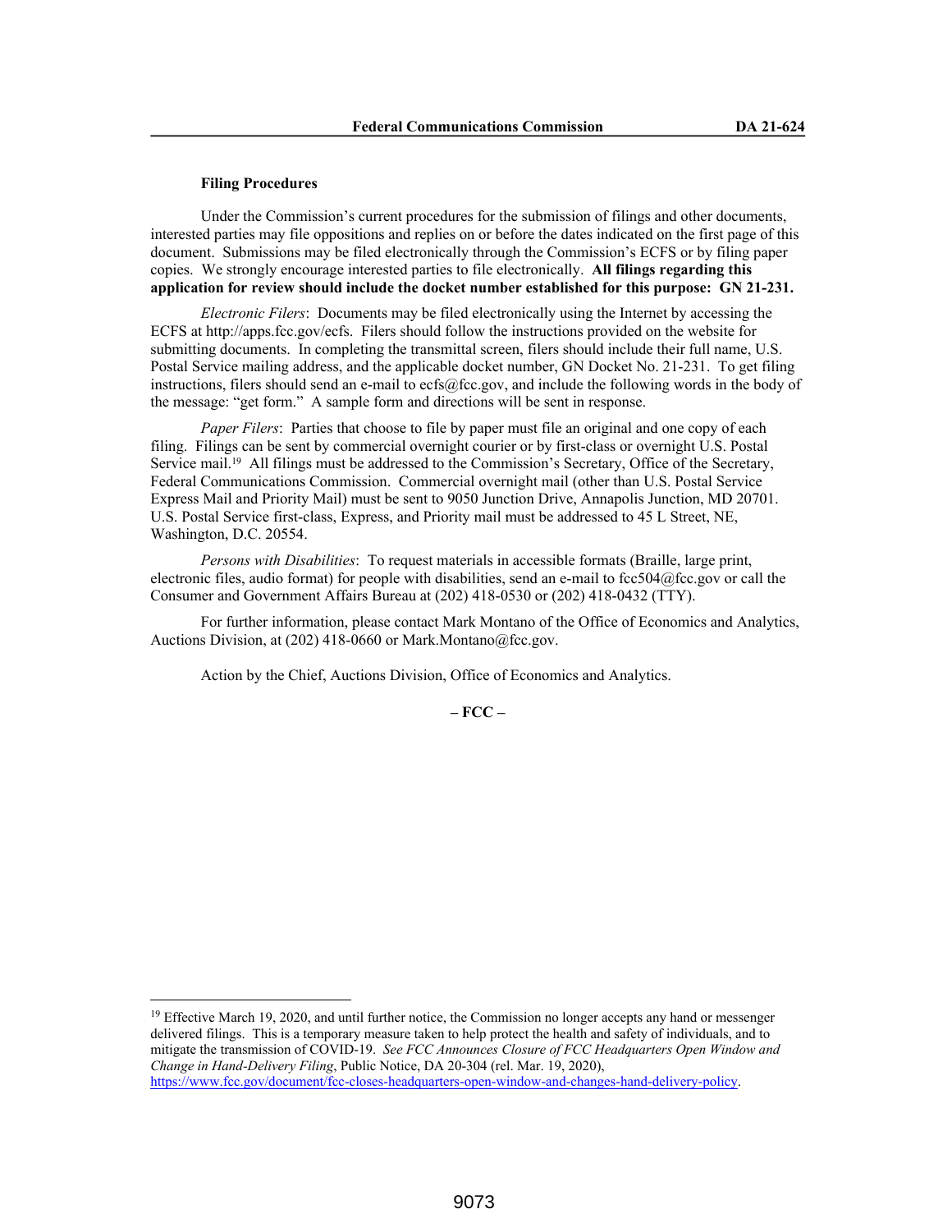**Filing Procedures**

Under the Commission's current procedures for the submission of filings and other documents, interested parties may file oppositions and replies on or before the dates indicated on the first page of this document. Submissions may be filed electronically through the Commission's ECFS or by filing paper copies. We strongly encourage interested parties to file electronically. **All filings regarding this application for review should include the docket number established for this purpose: GN 21-231.**

*Electronic Filers*: Documents may be filed electronically using the Internet by accessing the ECFS at http://apps.fcc.gov/ecfs. Filers should follow the instructions provided on the website for submitting documents. In completing the transmittal screen, filers should include their full name, U.S. Postal Service mailing address, and the applicable docket number, GN Docket No. 21-231. To get filing instructions, filers should send an e-mail to ecfs@fcc.gov, and include the following words in the body of the message: "get form." A sample form and directions will be sent in response.

*Paper Filers*: Parties that choose to file by paper must file an original and one copy of each filing. Filings can be sent by commercial overnight courier or by first-class or overnight U.S. Postal Service mail.[19] All filings must be addressed to the Commission's Secretary, Office of the Secretary, Federal Communications Commission. Commercial overnight mail (other than U.S. Postal Service Express Mail and Priority Mail) must be sent to 9050 Junction Drive, Annapolis Junction, MD 20701. U.S. Postal Service first-class, Express, and Priority mail must be addressed to 45 L Street, NE, Washington, D.C. 20554.

*Persons with Disabilities*: To request materials in accessible formats (Braille, large print, electronic files, audio format) for people with disabilities, send an e-mail to fcc504@fcc.gov or call the Consumer and Government Affairs Bureau at (202) 418-0530 or (202) 418-0432 (TTY).

For further information, please contact Mark Montano of the Office of Economics and Analytics, Auctions Division, at (202) 418-0660 or Mark.Montano@fcc.gov.

Action by the Chief, Auctions Division, Office of Economics and Analytics.

**– FCC –**

[19] Effective March 19, 2020, and until further notice, the Commission no longer accepts any hand or messenger delivered filings. This is a temporary measure taken to help protect the health and safety of individuals, and to mitigate the transmission of COVID-19. *See FCC Announces Closure of FCC Headquarters Open Window and Change in Hand-Delivery Filing*, Public Notice, DA 20-304 (rel. Mar. 19, 2020), https://www.fcc.gov/document/fcc-closes-headquarters-open-window-and-changes-hand-delivery-policy.